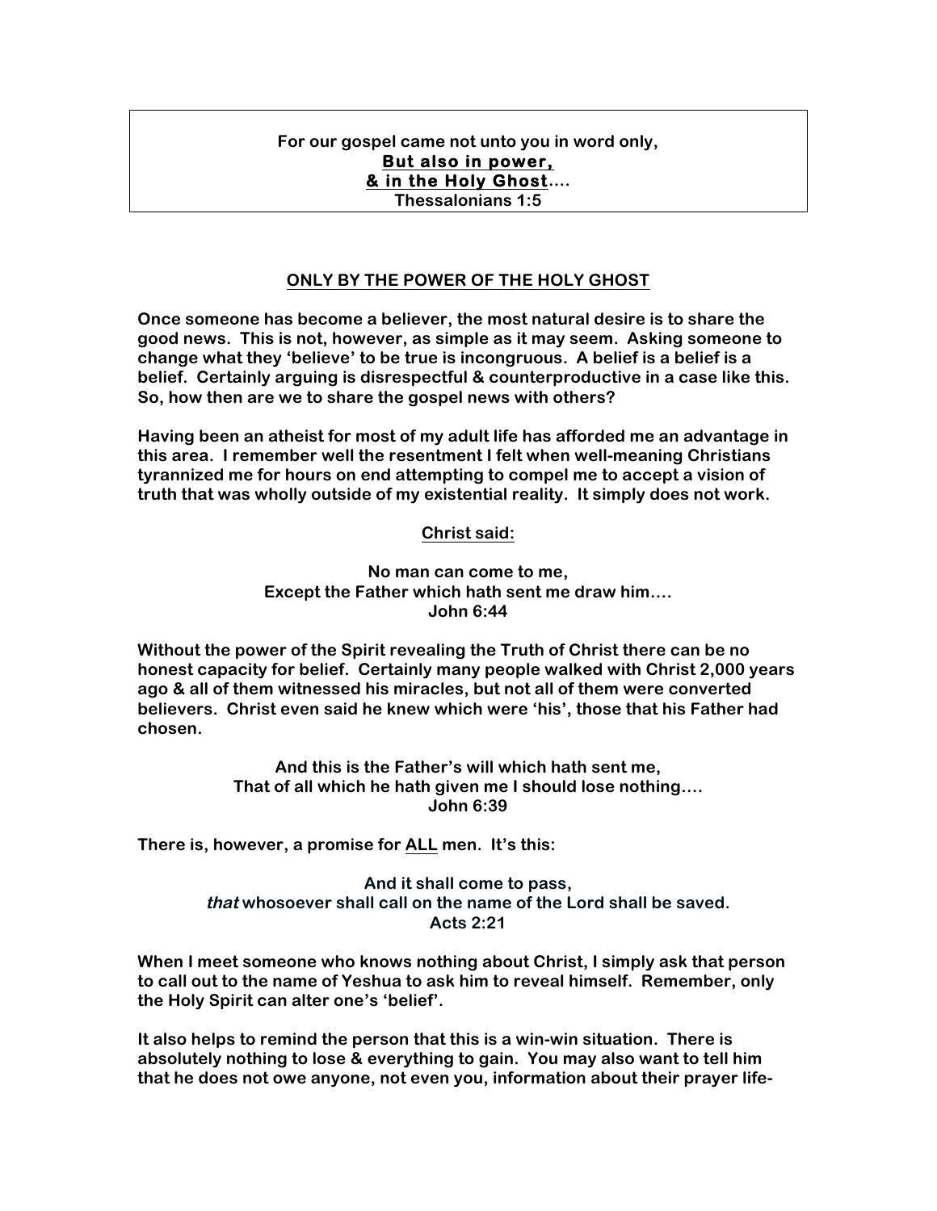**For our gospel came not unto you in word only,**
**<u>But also in power,</u>**
**<u>& in the Holy Ghost</u>….**
**Thessalonians 1:5**

## <u>ONLY BY THE POWER OF THE HOLY GHOST</u>

**Once someone has become a believer, the most natural desire is to share the good news. This is not, however, as simple as it may seem. Asking someone to change what they 'believe' to be true is incongruous. A belief is a belief is a belief. Certainly arguing is disrespectful & counterproductive in a case like this. So, how then are we to share the gospel news with others?**

**Having been an atheist for most of my adult life has afforded me an advantage in this area. I remember well the resentment I felt when well-meaning Christians tyrannized me for hours on end attempting to compel me to accept a vision of truth that was wholly outside of my existential reality. It simply does not work.**

**<u>Christ said:</u>**

**No man can come to me,**
**Except the Father which hath sent me draw him….**
**John 6:44**

**Without the power of the Spirit revealing the Truth of Christ there can be no honest capacity for belief. Certainly many people walked with Christ 2,000 years ago & all of them witnessed his miracles, but not all of them were converted believers. Christ even said he knew which were 'his', those that his Father had chosen.**

**And this is the Father's will which hath sent me,**
**That of all which he hath given me I should lose nothing….**
**John 6:39**

**There is, however, a promise for <u>ALL</u> men. It's this:**

**And it shall come to pass,**
***that* whosoever shall call on the name of the Lord shall be saved.**
**Acts 2:21**

**When I meet someone who knows nothing about Christ, I simply ask that person to call out to the name of Yeshua to ask him to reveal himself. Remember, only the Holy Spirit can alter one's 'belief'.**

**It also helps to remind the person that this is a win-win situation. There is absolutely nothing to lose & everything to gain. You may also want to tell him that he does not owe anyone, not even you, information about their prayer life-**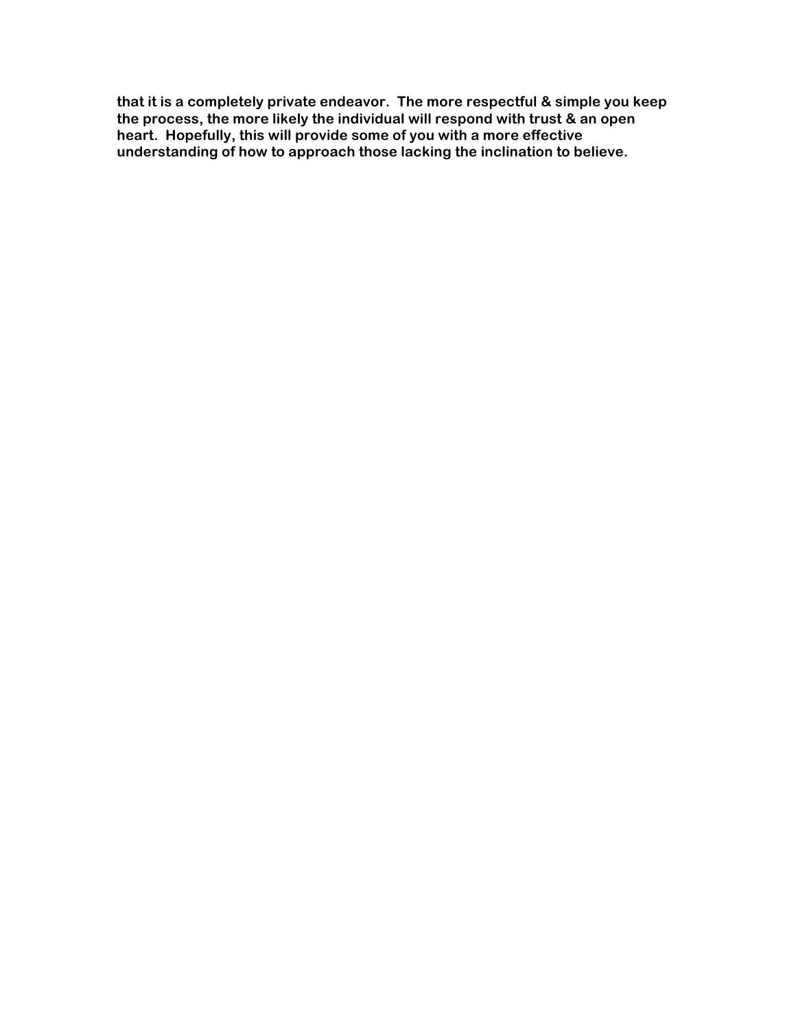**that it is a completely private endeavor. The more respectful & simple you keep the process, the more likely the individual will respond with trust & an open heart. Hopefully, this will provide some of you with a more effective understanding of how to approach those lacking the inclination to believe.**